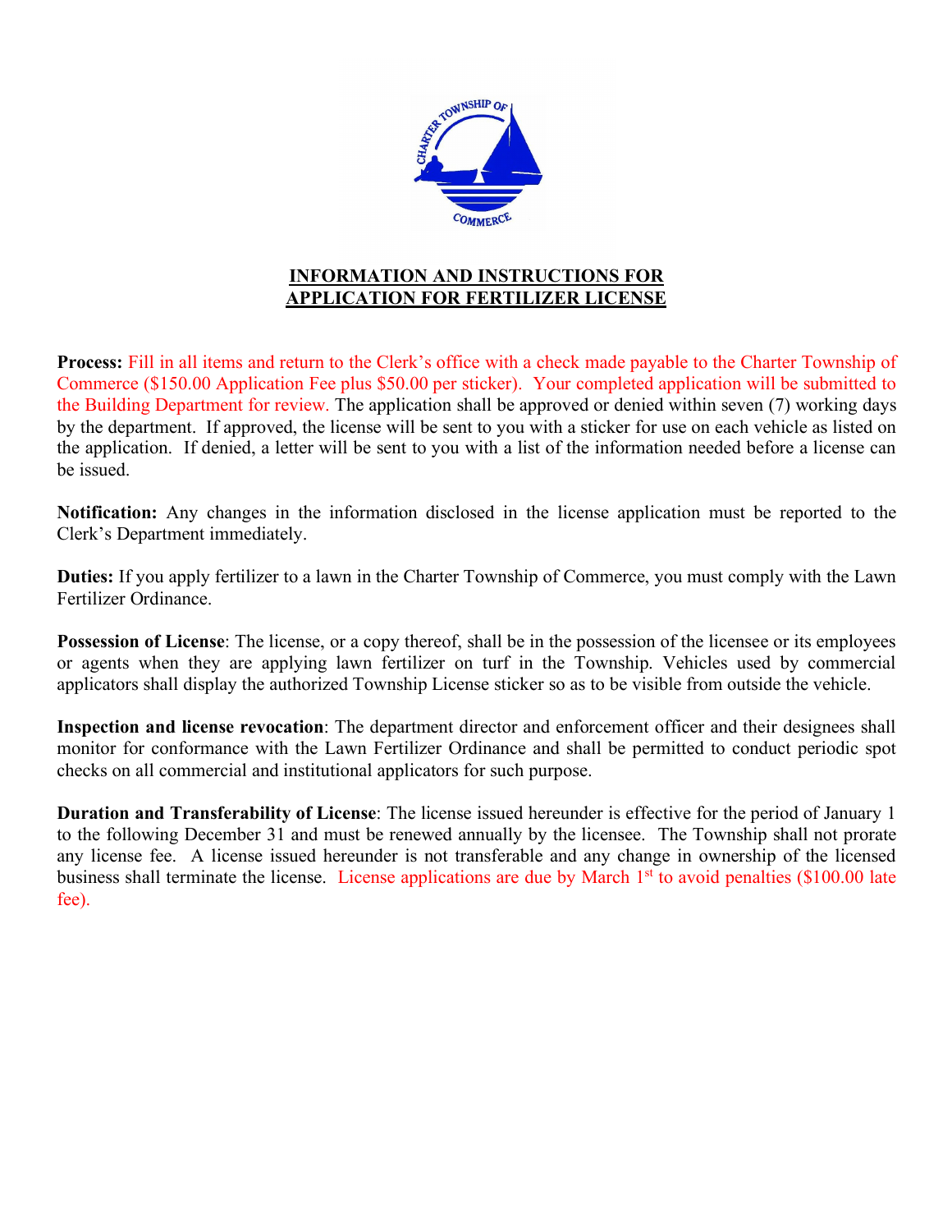# INFORMATION AND INSTRUCTIONS FOR APPLICATION FOR FERTILIZER LICENSE

**Process:** Fill in all items and return to the Clerk's office with a check made payable to the Charter Township of Commerce ($150.00 Application Fee plus $50.00 per sticker). Your completed application will be submitted to the Building Department for review. The application shall be approved or denied within seven (7) working days by the department. If approved, the license will be sent to you with a sticker for use on each vehicle as listed on the application. If denied, a letter will be sent to you with a list of the information needed before a license can be issued.

**Notification:** Any changes in the information disclosed in the license application must be reported to the Clerk's Department immediately.

**Duties:** If you apply fertilizer to a lawn in the Charter Township of Commerce, you must comply with the Lawn Fertilizer Ordinance.

**Possession of License**: The license, or a copy thereof, shall be in the possession of the licensee or its employees or agents when they are applying lawn fertilizer on turf in the Township. Vehicles used by commercial applicators shall display the authorized Township License sticker so as to be visible from outside the vehicle.

**Inspection and license revocation**: The department director and enforcement officer and their designees shall monitor for conformance with the Lawn Fertilizer Ordinance and shall be permitted to conduct periodic spot checks on all commercial and institutional applicators for such purpose.

**Duration and Transferability of License**: The license issued hereunder is effective for the period of January 1 to the following December 31 and must be renewed annually by the licensee. The Township shall not prorate any license fee. A license issued hereunder is not transferable and any change in ownership of the licensed business shall terminate the license. License applications are due by March 1st to avoid penalties ($100.00 late fee).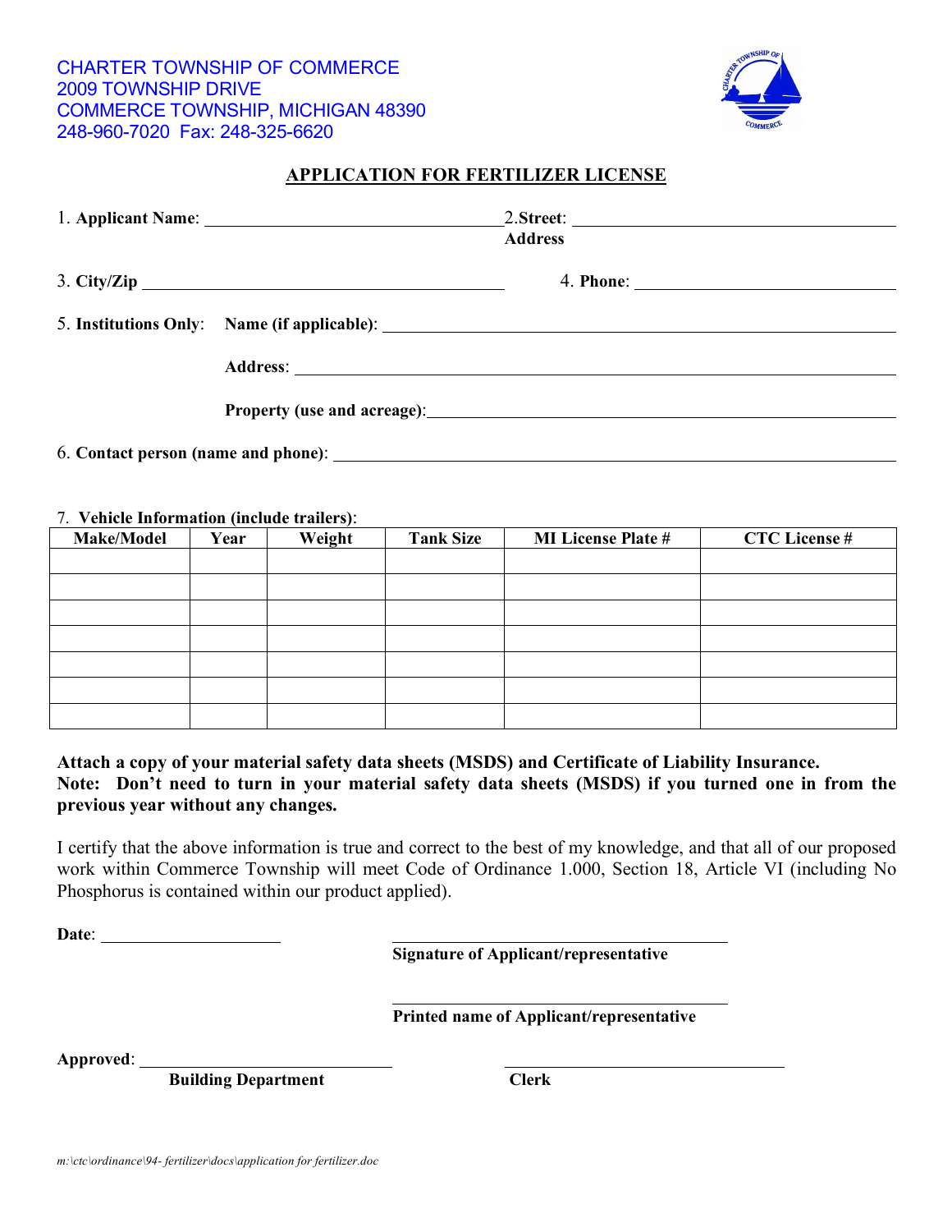CHARTER TOWNSHIP OF COMMERCE
2009 TOWNSHIP DRIVE
COMMERCE TOWNSHIP, MICHIGAN 48390
248-960-7020 Fax: 248-325-6620

## APPLICATION FOR FERTILIZER LICENSE

1. **Applicant Name**: ____________________ 2. **Street Address**: ____________________

3. **City/Zip** ____________________ 4. **Phone**: ____________________

5. **Institutions Only**: **Name (if applicable)**: ____________________

**Address**: ____________________

**Property (use and acreage)**: ____________________

6. **Contact person (name and phone)**: ____________________

7. **Vehicle Information (include trailers)**:

| Make/Model | Year | Weight | Tank Size | MI License Plate # | CTC License # |
|---|---|---|---|---|---|
| | | | | | |
| | | | | | |
| | | | | | |
| | | | | | |
| | | | | | |
| | | | | | |
| | | | | | |

**Attach a copy of your material safety data sheets (MSDS) and Certificate of Liability Insurance.**
**Note: Don't need to turn in your material safety data sheets (MSDS) if you turned one in from the previous year without any changes.**

I certify that the above information is true and correct to the best of my knowledge, and that all of our proposed work within Commerce Township will meet Code of Ordinance 1.000, Section 18, Article VI (including No Phosphorus is contained within our product applied).

**Date**: ____________________

____________________
**Signature of Applicant/representative**

____________________
**Printed name of Applicant/representative**

**Approved**: ____________________ ____________________
**Building Department** **Clerk**

*m:\ctc\ordinance\94- fertilizer\docs\application for fertilizer.doc*